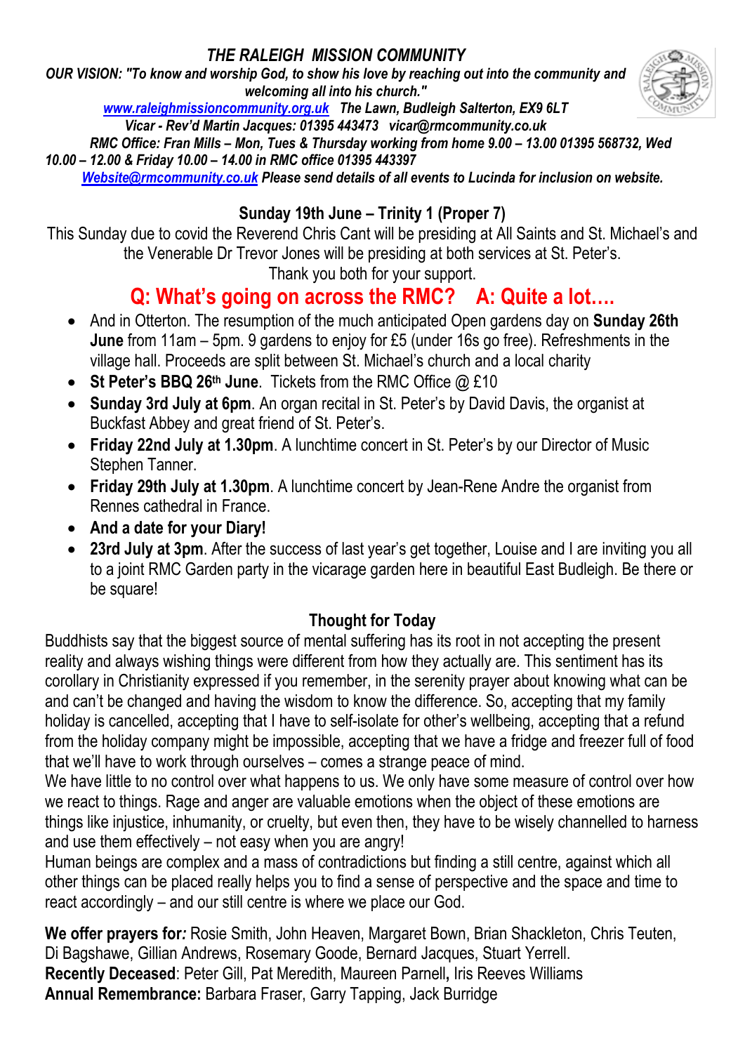## *THE RALEIGH MISSION COMMUNITY*

***OUR VISION: "To know and worship God, to show his love by reaching out into the community and welcoming all into his church."***

***[www.raleighmissioncommunity.org.uk](http://www.raleighmissioncommunity.org.uk) The Lawn, Budleigh Salterton, EX9 6LT***

***Vicar - Rev'd Martin Jacques: 01395 443473 vicar@rmcommunity.co.uk***

***RMC Office: Fran Mills – Mon, Tues & Thursday working from home 9.00 – 13.00 01395 568732, Wed 10.00 – 12.00 & Friday 10.00 – 14.00 in RMC office 01395 443397***

***[Website@rmcommunity.co.uk](mailto:Website@rmcommunity.co.uk) Please send details of all events to Lucinda for inclusion on website.***

### Sunday 19th June – Trinity 1 (Proper 7)

This Sunday due to covid the Reverend Chris Cant will be presiding at All Saints and St. Michael's and the Venerable Dr Trevor Jones will be presiding at both services at St. Peter's.

Thank you both for your support.

## Q: What's going on across the RMC? A: Quite a lot….

- And in Otterton. The resumption of the much anticipated Open gardens day on **Sunday 26th June** from 11am – 5pm. 9 gardens to enjoy for £5 (under 16s go free). Refreshments in the village hall. Proceeds are split between St. Michael's church and a local charity
- **St Peter's BBQ 26th June**. Tickets from the RMC Office @ £10
- **Sunday 3rd July at 6pm**. An organ recital in St. Peter's by David Davis, the organist at Buckfast Abbey and great friend of St. Peter's.
- **Friday 22nd July at 1.30pm**. A lunchtime concert in St. Peter's by our Director of Music Stephen Tanner.
- **Friday 29th July at 1.30pm**. A lunchtime concert by Jean-Rene Andre the organist from Rennes cathedral in France.
- **And a date for your Diary!**
- **23rd July at 3pm**. After the success of last year's get together, Louise and I are inviting you all to a joint RMC Garden party in the vicarage garden here in beautiful East Budleigh. Be there or be square!

### Thought for Today

Buddhists say that the biggest source of mental suffering has its root in not accepting the present reality and always wishing things were different from how they actually are. This sentiment has its corollary in Christianity expressed if you remember, in the serenity prayer about knowing what can be and can't be changed and having the wisdom to know the difference. So, accepting that my family holiday is cancelled, accepting that I have to self-isolate for other's wellbeing, accepting that a refund from the holiday company might be impossible, accepting that we have a fridge and freezer full of food that we'll have to work through ourselves – comes a strange peace of mind.

We have little to no control over what happens to us. We only have some measure of control over how we react to things. Rage and anger are valuable emotions when the object of these emotions are things like injustice, inhumanity, or cruelty, but even then, they have to be wisely channelled to harness and use them effectively – not easy when you are angry!

Human beings are complex and a mass of contradictions but finding a still centre, against which all other things can be placed really helps you to find a sense of perspective and the space and time to react accordingly – and our still centre is where we place our God.

**We offer prayers for*:*** Rosie Smith, John Heaven, Margaret Bown, Brian Shackleton, Chris Teuten, Di Bagshawe, Gillian Andrews, Rosemary Goode, Bernard Jacques, Stuart Yerrell.
**Recently Deceased**: Peter Gill, Pat Meredith, Maureen Parnell**,** Iris Reeves Williams
**Annual Remembrance:** Barbara Fraser, Garry Tapping, Jack Burridge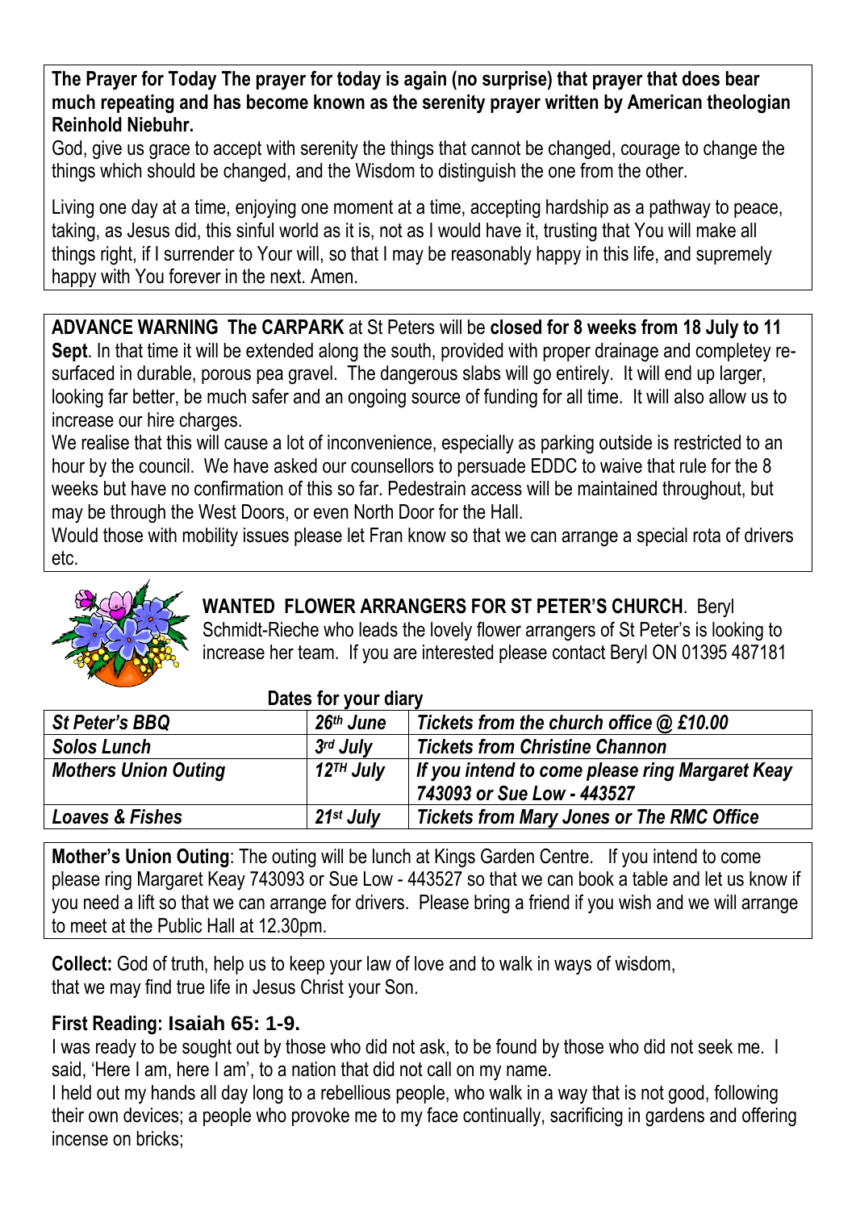**The Prayer for Today The prayer for today is again (no surprise) that prayer that does bear much repeating and has become known as the serenity prayer written by American theologian Reinhold Niebuhr.**

God, give us grace to accept with serenity the things that cannot be changed, courage to change the things which should be changed, and the Wisdom to distinguish the one from the other.

Living one day at a time, enjoying one moment at a time, accepting hardship as a pathway to peace, taking, as Jesus did, this sinful world as it is, not as I would have it, trusting that You will make all things right, if I surrender to Your will, so that I may be reasonably happy in this life, and supremely happy with You forever in the next. Amen.

**ADVANCE WARNING The CARPARK** at St Peters will be **closed for 8 weeks from 18 July to 11 Sept**. In that time it will be extended along the south, provided with proper drainage and completey re-surfaced in durable, porous pea gravel. The dangerous slabs will go entirely. It will end up larger, looking far better, be much safer and an ongoing source of funding for all time. It will also allow us to increase our hire charges.

We realise that this will cause a lot of inconvenience, especially as parking outside is restricted to an hour by the council. We have asked our counsellors to persuade EDDC to waive that rule for the 8 weeks but have no confirmation of this so far. Pedestrain access will be maintained throughout, but may be through the West Doors, or even North Door for the Hall.

Would those with mobility issues please let Fran know so that we can arrange a special rota of drivers etc.

**WANTED FLOWER ARRANGERS FOR ST PETER'S CHURCH**. Beryl Schmidt-Rieche who leads the lovely flower arrangers of St Peter's is looking to increase her team. If you are interested please contact Beryl ON 01395 487181

**Dates for your diary**

| | | |
|---|---|---|
| ***St Peter's BBQ*** | ***26th June*** | ***Tickets from the church office @ £10.00*** |
| ***Solos Lunch*** | ***3rd July*** | ***Tickets from Christine Channon*** |
| ***Mothers Union Outing*** | ***12TH July*** | ***If you intend to come please ring Margaret Keay 743093 or Sue Low - 443527*** |
| ***Loaves & Fishes*** | ***21st July*** | ***Tickets from Mary Jones or The RMC Office*** |

**Mother's Union Outing**: The outing will be lunch at Kings Garden Centre. If you intend to come please ring Margaret Keay 743093 or Sue Low - 443527 so that we can book a table and let us know if you need a lift so that we can arrange for drivers. Please bring a friend if you wish and we will arrange to meet at the Public Hall at 12.30pm.

**Collect:** God of truth, help us to keep your law of love and to walk in ways of wisdom, that we may find true life in Jesus Christ your Son.

**First Reading: Isaiah 65: 1-9.**

I was ready to be sought out by those who did not ask, to be found by those who did not seek me. I said, 'Here I am, here I am', to a nation that did not call on my name.

I held out my hands all day long to a rebellious people, who walk in a way that is not good, following their own devices; a people who provoke me to my face continually, sacrificing in gardens and offering incense on bricks;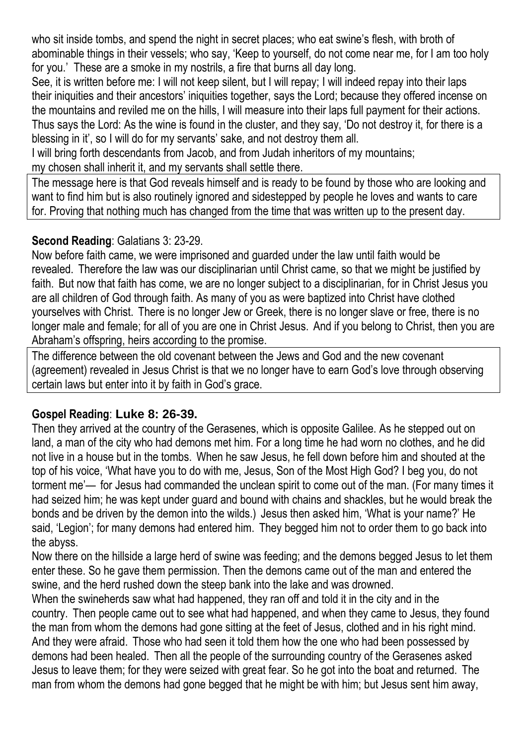who sit inside tombs, and spend the night in secret places; who eat swine's flesh, with broth of abominable things in their vessels; who say, 'Keep to yourself, do not come near me, for I am too holy for you.' These are a smoke in my nostrils, a fire that burns all day long.
See, it is written before me: I will not keep silent, but I will repay; I will indeed repay into their laps their iniquities and their ancestors' iniquities together, says the Lord; because they offered incense on the mountains and reviled me on the hills, I will measure into their laps full payment for their actions.
Thus says the Lord: As the wine is found in the cluster, and they say, 'Do not destroy it, for there is a blessing in it', so I will do for my servants' sake, and not destroy them all.
I will bring forth descendants from Jacob, and from Judah inheritors of my mountains;
my chosen shall inherit it, and my servants shall settle there.

The message here is that God reveals himself and is ready to be found by those who are looking and want to find him but is also routinely ignored and sidestepped by people he loves and wants to care for. Proving that nothing much has changed from the time that was written up to the present day.

**Second Reading**: Galatians 3: 23-29.

Now before faith came, we were imprisoned and guarded under the law until faith would be revealed. Therefore the law was our disciplinarian until Christ came, so that we might be justified by faith. But now that faith has come, we are no longer subject to a disciplinarian, for in Christ Jesus you are all children of God through faith. As many of you as were baptized into Christ have clothed yourselves with Christ. There is no longer Jew or Greek, there is no longer slave or free, there is no longer male and female; for all of you are one in Christ Jesus. And if you belong to Christ, then you are Abraham's offspring, heirs according to the promise.

The difference between the old covenant between the Jews and God and the new covenant (agreement) revealed in Jesus Christ is that we no longer have to earn God's love through observing certain laws but enter into it by faith in God's grace.

**Gospel Reading**: **Luke 8: 26-39.**

Then they arrived at the country of the Gerasenes, which is opposite Galilee. As he stepped out on land, a man of the city who had demons met him. For a long time he had worn no clothes, and he did not live in a house but in the tombs. When he saw Jesus, he fell down before him and shouted at the top of his voice, 'What have you to do with me, Jesus, Son of the Most High God? I beg you, do not torment me'— for Jesus had commanded the unclean spirit to come out of the man. (For many times it had seized him; he was kept under guard and bound with chains and shackles, but he would break the bonds and be driven by the demon into the wilds.) Jesus then asked him, 'What is your name?' He said, 'Legion'; for many demons had entered him. They begged him not to order them to go back into the abyss.
Now there on the hillside a large herd of swine was feeding; and the demons begged Jesus to let them enter these. So he gave them permission. Then the demons came out of the man and entered the swine, and the herd rushed down the steep bank into the lake and was drowned.
When the swineherds saw what had happened, they ran off and told it in the city and in the country. Then people came out to see what had happened, and when they came to Jesus, they found the man from whom the demons had gone sitting at the feet of Jesus, clothed and in his right mind. And they were afraid. Those who had seen it told them how the one who had been possessed by demons had been healed. Then all the people of the surrounding country of the Gerasenes asked Jesus to leave them; for they were seized with great fear. So he got into the boat and returned. The man from whom the demons had gone begged that he might be with him; but Jesus sent him away,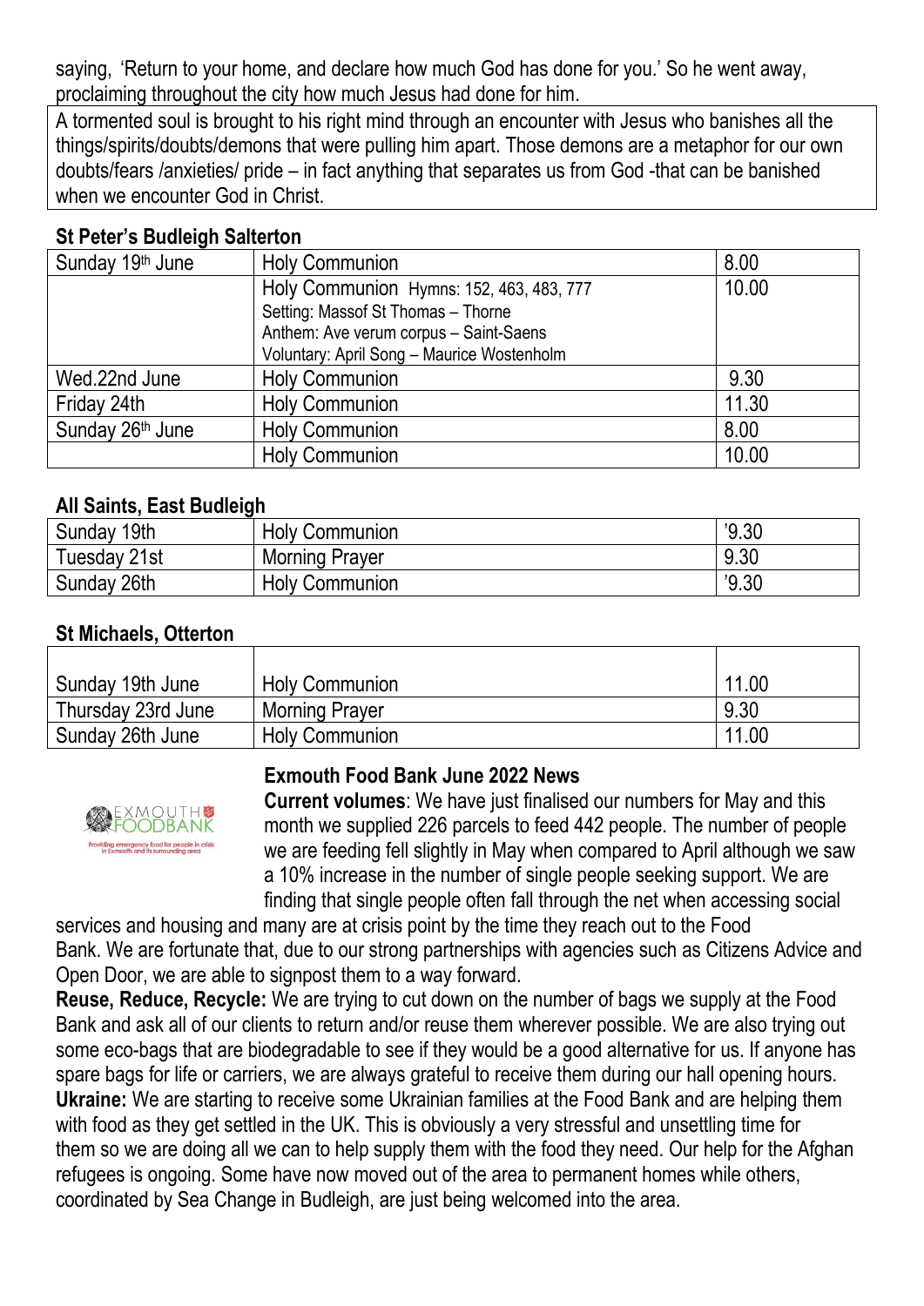saying, 'Return to your home, and declare how much God has done for you.' So he went away, proclaiming throughout the city how much Jesus had done for him.

A tormented soul is brought to his right mind through an encounter with Jesus who banishes all the things/spirits/doubts/demons that were pulling him apart. Those demons are a metaphor for our own doubts/fears /anxieties/ pride – in fact anything that separates us from God -that can be banished when we encounter God in Christ.

**St Peter's Budleigh Salterton**

| | | |
|---|---|---|
| Sunday 19th June | Holy Communion | 8.00 |
| | Holy Communion Hymns: 152, 463, 483, 777<br>Setting: Massof St Thomas – Thorne<br>Anthem: Ave verum corpus – Saint-Saens<br>Voluntary: April Song – Maurice Wostenholm | 10.00 |
| Wed.22nd June | Holy Communion | 9.30 |
| Friday 24th | Holy Communion | 11.30 |
| Sunday 26th June | Holy Communion | 8.00 |
| | Holy Communion | 10.00 |

**All Saints, East Budleigh**

| | | |
|---|---|---|
| Sunday 19th | Holy Communion | '9.30 |
| Tuesday 21st | Morning Prayer | 9.30 |
| Sunday 26th | Holy Communion | '9.30 |

**St Michaels, Otterton**

| | | |
|---|---|---|
| Sunday 19th June | Holy Communion | 11.00 |
| Thursday 23rd June | Morning Prayer | 9.30 |
| Sunday 26th June | Holy Communion | 11.00 |

EXMOUTH FOODBANK
Providing emergency food for people in crisis in Exmouth and its surrounding area

**Exmouth Food Bank June 2022 News**

**Current volumes**: We have just finalised our numbers for May and this month we supplied 226 parcels to feed 442 people. The number of people we are feeding fell slightly in May when compared to April although we saw a 10% increase in the number of single people seeking support. We are finding that single people often fall through the net when accessing social services and housing and many are at crisis point by the time they reach out to the Food Bank. We are fortunate that, due to our strong partnerships with agencies such as Citizens Advice and Open Door, we are able to signpost them to a way forward.

**Reuse, Reduce, Recycle:** We are trying to cut down on the number of bags we supply at the Food Bank and ask all of our clients to return and/or reuse them wherever possible. We are also trying out some eco-bags that are biodegradable to see if they would be a good alternative for us. If anyone has spare bags for life or carriers, we are always grateful to receive them during our hall opening hours.

**Ukraine:** We are starting to receive some Ukrainian families at the Food Bank and are helping them with food as they get settled in the UK. This is obviously a very stressful and unsettling time for them so we are doing all we can to help supply them with the food they need. Our help for the Afghan refugees is ongoing. Some have now moved out of the area to permanent homes while others, coordinated by Sea Change in Budleigh, are just being welcomed into the area.